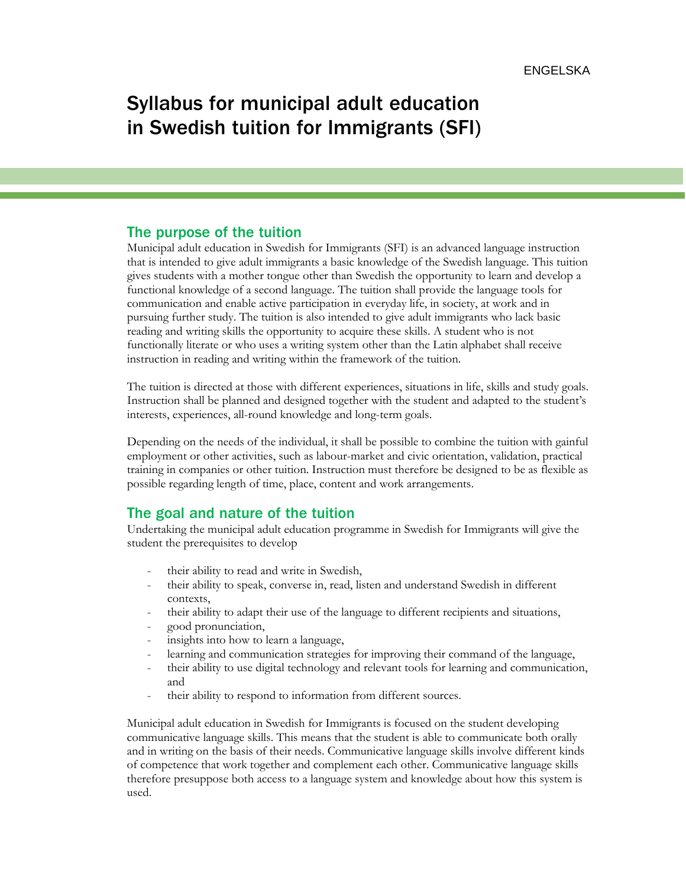ENGELSKA

# Syllabus for municipal adult education in Swedish tuition for Immigrants (SFI)

## The purpose of the tuition

Municipal adult education in Swedish for Immigrants (SFI) is an advanced language instruction that is intended to give adult immigrants a basic knowledge of the Swedish language. This tuition gives students with a mother tongue other than Swedish the opportunity to learn and develop a functional knowledge of a second language. The tuition shall provide the language tools for communication and enable active participation in everyday life, in society, at work and in pursuing further study. The tuition is also intended to give adult immigrants who lack basic reading and writing skills the opportunity to acquire these skills. A student who is not functionally literate or who uses a writing system other than the Latin alphabet shall receive instruction in reading and writing within the framework of the tuition.

The tuition is directed at those with different experiences, situations in life, skills and study goals. Instruction shall be planned and designed together with the student and adapted to the student's interests, experiences, all-round knowledge and long-term goals.

Depending on the needs of the individual, it shall be possible to combine the tuition with gainful employment or other activities, such as labour-market and civic orientation, validation, practical training in companies or other tuition. Instruction must therefore be designed to be as flexible as possible regarding length of time, place, content and work arrangements.

## The goal and nature of the tuition

Undertaking the municipal adult education programme in Swedish for Immigrants will give the student the prerequisites to develop

- their ability to read and write in Swedish,
- their ability to speak, converse in, read, listen and understand Swedish in different contexts,
- their ability to adapt their use of the language to different recipients and situations,
- good pronunciation,
- insights into how to learn a language,
- learning and communication strategies for improving their command of the language,
- their ability to use digital technology and relevant tools for learning and communication, and
- their ability to respond to information from different sources.

Municipal adult education in Swedish for Immigrants is focused on the student developing communicative language skills. This means that the student is able to communicate both orally and in writing on the basis of their needs. Communicative language skills involve different kinds of competence that work together and complement each other. Communicative language skills therefore presuppose both access to a language system and knowledge about how this system is used.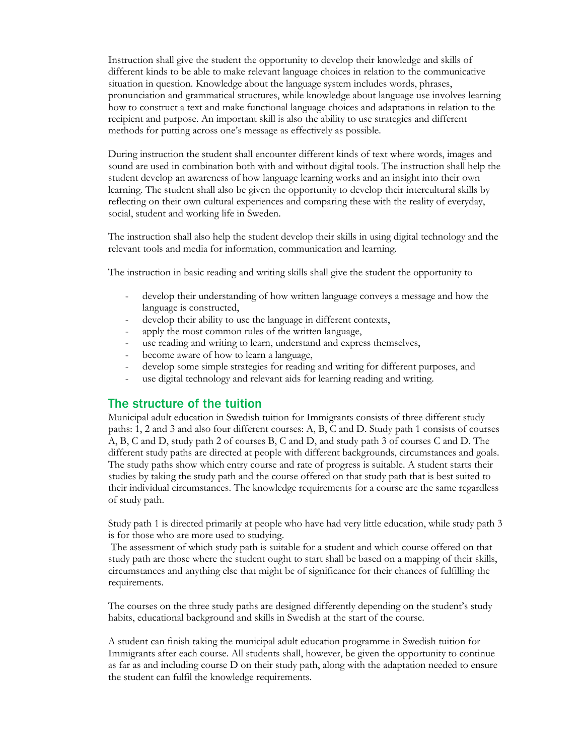Instruction shall give the student the opportunity to develop their knowledge and skills of different kinds to be able to make relevant language choices in relation to the communicative situation in question. Knowledge about the language system includes words, phrases, pronunciation and grammatical structures, while knowledge about language use involves learning how to construct a text and make functional language choices and adaptations in relation to the recipient and purpose. An important skill is also the ability to use strategies and different methods for putting across one's message as effectively as possible.

During instruction the student shall encounter different kinds of text where words, images and sound are used in combination both with and without digital tools. The instruction shall help the student develop an awareness of how language learning works and an insight into their own learning. The student shall also be given the opportunity to develop their intercultural skills by reflecting on their own cultural experiences and comparing these with the reality of everyday, social, student and working life in Sweden.

The instruction shall also help the student develop their skills in using digital technology and the relevant tools and media for information, communication and learning.

The instruction in basic reading and writing skills shall give the student the opportunity to

- develop their understanding of how written language conveys a message and how the language is constructed,
- develop their ability to use the language in different contexts,
- apply the most common rules of the written language,
- use reading and writing to learn, understand and express themselves,
- become aware of how to learn a language,
- develop some simple strategies for reading and writing for different purposes, and
- use digital technology and relevant aids for learning reading and writing.

## The structure of the tuition

Municipal adult education in Swedish tuition for Immigrants consists of three different study paths: 1, 2 and 3 and also four different courses: A, B, C and D. Study path 1 consists of courses A, B, C and D, study path 2 of courses B, C and D, and study path 3 of courses C and D. The different study paths are directed at people with different backgrounds, circumstances and goals. The study paths show which entry course and rate of progress is suitable. A student starts their studies by taking the study path and the course offered on that study path that is best suited to their individual circumstances. The knowledge requirements for a course are the same regardless of study path.

Study path 1 is directed primarily at people who have had very little education, while study path 3 is for those who are more used to studying.

The assessment of which study path is suitable for a student and which course offered on that study path are those where the student ought to start shall be based on a mapping of their skills, circumstances and anything else that might be of significance for their chances of fulfilling the requirements.

The courses on the three study paths are designed differently depending on the student's study habits, educational background and skills in Swedish at the start of the course.

A student can finish taking the municipal adult education programme in Swedish tuition for Immigrants after each course. All students shall, however, be given the opportunity to continue as far as and including course D on their study path, along with the adaptation needed to ensure the student can fulfil the knowledge requirements.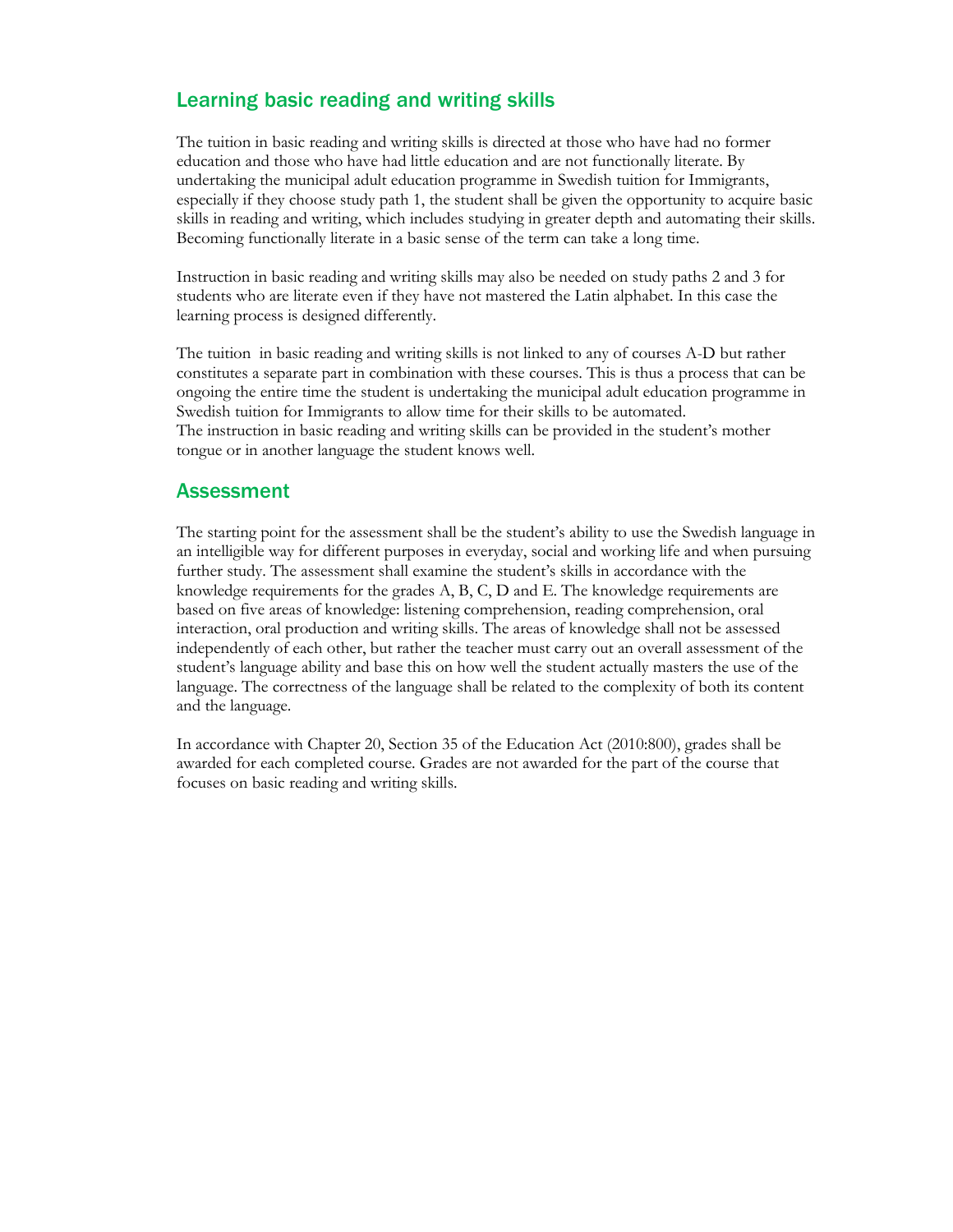## Learning basic reading and writing skills

The tuition in basic reading and writing skills is directed at those who have had no former education and those who have had little education and are not functionally literate. By undertaking the municipal adult education programme in Swedish tuition for Immigrants, especially if they choose study path 1, the student shall be given the opportunity to acquire basic skills in reading and writing, which includes studying in greater depth and automating their skills. Becoming functionally literate in a basic sense of the term can take a long time.

Instruction in basic reading and writing skills may also be needed on study paths 2 and 3 for students who are literate even if they have not mastered the Latin alphabet. In this case the learning process is designed differently.

The tuition in basic reading and writing skills is not linked to any of courses A-D but rather constitutes a separate part in combination with these courses. This is thus a process that can be ongoing the entire time the student is undertaking the municipal adult education programme in Swedish tuition for Immigrants to allow time for their skills to be automated.
The instruction in basic reading and writing skills can be provided in the student's mother tongue or in another language the student knows well.

## Assessment

The starting point for the assessment shall be the student's ability to use the Swedish language in an intelligible way for different purposes in everyday, social and working life and when pursuing further study. The assessment shall examine the student's skills in accordance with the knowledge requirements for the grades A, B, C, D and E. The knowledge requirements are based on five areas of knowledge: listening comprehension, reading comprehension, oral interaction, oral production and writing skills. The areas of knowledge shall not be assessed independently of each other, but rather the teacher must carry out an overall assessment of the student's language ability and base this on how well the student actually masters the use of the language. The correctness of the language shall be related to the complexity of both its content and the language.

In accordance with Chapter 20, Section 35 of the Education Act (2010:800), grades shall be awarded for each completed course. Grades are not awarded for the part of the course that focuses on basic reading and writing skills.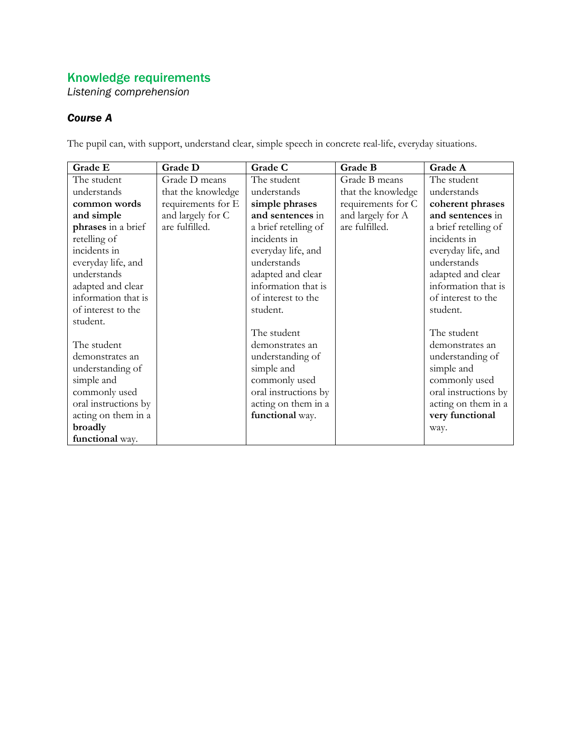## Knowledge requirements

*Listening comprehension*

### *Course A*

The pupil can, with support, understand clear, simple speech in concrete real-life, everyday situations.

| Grade E | Grade D | Grade C | Grade B | Grade A |
|---|---|---|---|---|
| The student understands **common words and simple phrases** in a brief retelling of incidents in everyday life, and understands adapted and clear information that is of interest to the student.<br><br>The student demonstrates an understanding of simple and commonly used oral instructions by acting on them in a **broadly functional** way. | Grade D means that the knowledge requirements for E and largely for C are fulfilled. | The student understands **simple phrases and sentences** in a brief retelling of incidents in everyday life, and understands adapted and clear information that is of interest to the student.<br><br>The student demonstrates an understanding of simple and commonly used oral instructions by acting on them in a **functional** way. | Grade B means that the knowledge requirements for C and largely for A are fulfilled. | The student understands **coherent phrases and sentences** in a brief retelling of incidents in everyday life, and understands adapted and clear information that is of interest to the student.<br><br>The student demonstrates an understanding of simple and commonly used oral instructions by acting on them in a **very functional** way. |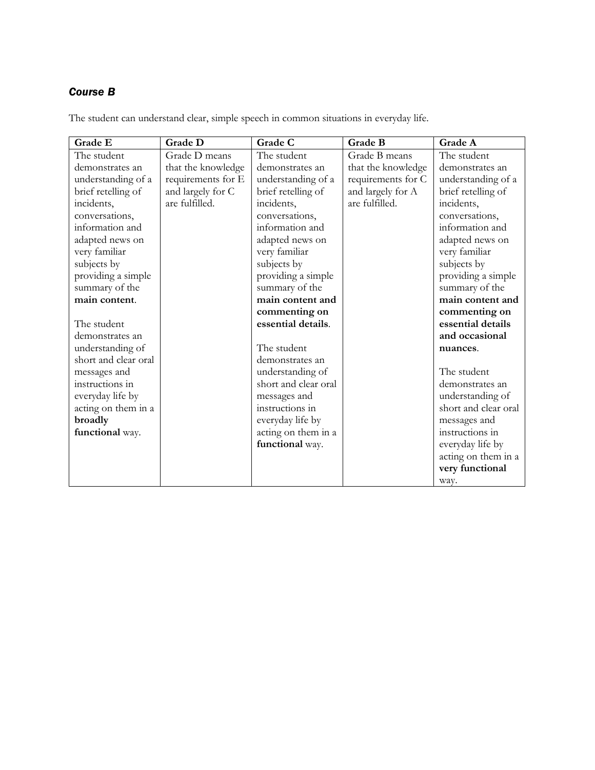### *Course B*

The student can understand clear, simple speech in common situations in everyday life.

| Grade E | Grade D | Grade C | Grade B | Grade A |
|---|---|---|---|---|
| The student demonstrates an understanding of a brief retelling of incidents, conversations, information and adapted news on very familiar subjects by providing a simple summary of the **main content**.<br><br>The student demonstrates an understanding of short and clear oral messages and instructions in everyday life by acting on them in a **broadly functional** way. | Grade D means that the knowledge requirements for E and largely for C are fulfilled. | The student demonstrates an understanding of a brief retelling of incidents, conversations, information and adapted news on very familiar subjects by providing a simple summary of the **main content and commenting on essential details**.<br><br>The student demonstrates an understanding of short and clear oral messages and instructions in everyday life by acting on them in a **functional** way. | Grade B means that the knowledge requirements for C and largely for A are fulfilled. | The student demonstrates an understanding of a brief retelling of incidents, conversations, information and adapted news on very familiar subjects by providing a simple summary of the **main content and commenting on essential details and occasional nuances**.<br><br>The student demonstrates an understanding of short and clear oral messages and instructions in everyday life by acting on them in a **very functional** way. |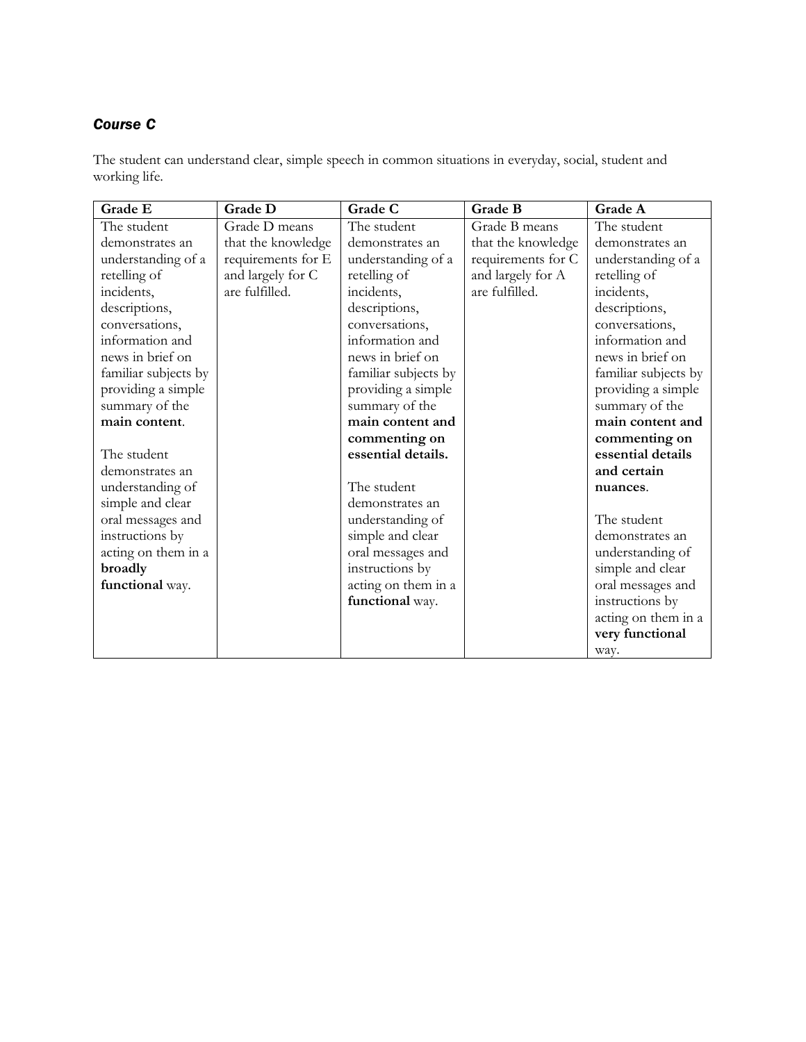### *Course C*

The student can understand clear, simple speech in common situations in everyday, social, student and working life.

| Grade E | Grade D | Grade C | Grade B | Grade A |
| --- | --- | --- | --- | --- |
| The student demonstrates an understanding of a retelling of incidents, descriptions, conversations, information and news in brief on familiar subjects by providing a simple summary of the **main content**.<br><br>The student demonstrates an understanding of simple and clear oral messages and instructions by acting on them in a **broadly functional** way. | Grade D means that the knowledge requirements for E and largely for C are fulfilled. | The student demonstrates an understanding of a retelling of incidents, descriptions, conversations, information and news in brief on familiar subjects by providing a simple summary of the **main content and commenting on essential details.**<br><br>The student demonstrates an understanding of simple and clear oral messages and instructions by acting on them in a **functional** way. | Grade B means that the knowledge requirements for C and largely for A are fulfilled. | The student demonstrates an understanding of a retelling of incidents, descriptions, conversations, information and news in brief on familiar subjects by providing a simple summary of the **main content and commenting on essential details and certain nuances**.<br><br>The student demonstrates an understanding of simple and clear oral messages and instructions by acting on them in a **very functional** way. |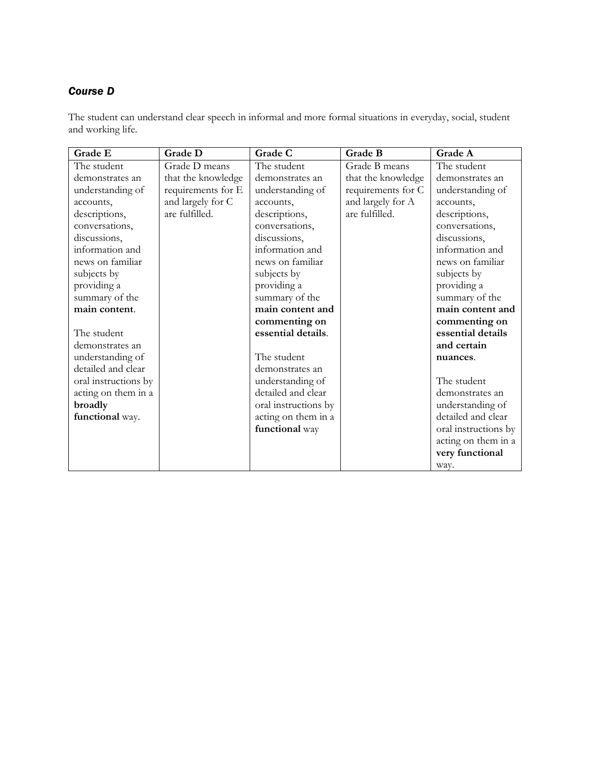### *Course D*

The student can understand clear speech in informal and more formal situations in everyday, social, student and working life.

| Grade E | Grade D | Grade C | Grade B | Grade A |
|---|---|---|---|---|
| The student demonstrates an understanding of accounts, descriptions, conversations, discussions, information and news on familiar subjects by providing a summary of the **main content**.<br><br>The student demonstrates an understanding of detailed and clear oral instructions by acting on them in a **broadly functional** way. | Grade D means that the knowledge requirements for E and largely for C are fulfilled. | The student demonstrates an understanding of accounts, descriptions, conversations, discussions, information and news on familiar subjects by providing a summary of the **main content and commenting on essential details**.<br><br>The student demonstrates an understanding of detailed and clear oral instructions by acting on them in a **functional** way | Grade B means that the knowledge requirements for C and largely for A are fulfilled. | The student demonstrates an understanding of accounts, descriptions, conversations, discussions, information and news on familiar subjects by providing a summary of the **main content and commenting on essential details and certain nuances**.<br><br>The student demonstrates an understanding of detailed and clear oral instructions by acting on them in a **very functional** way. |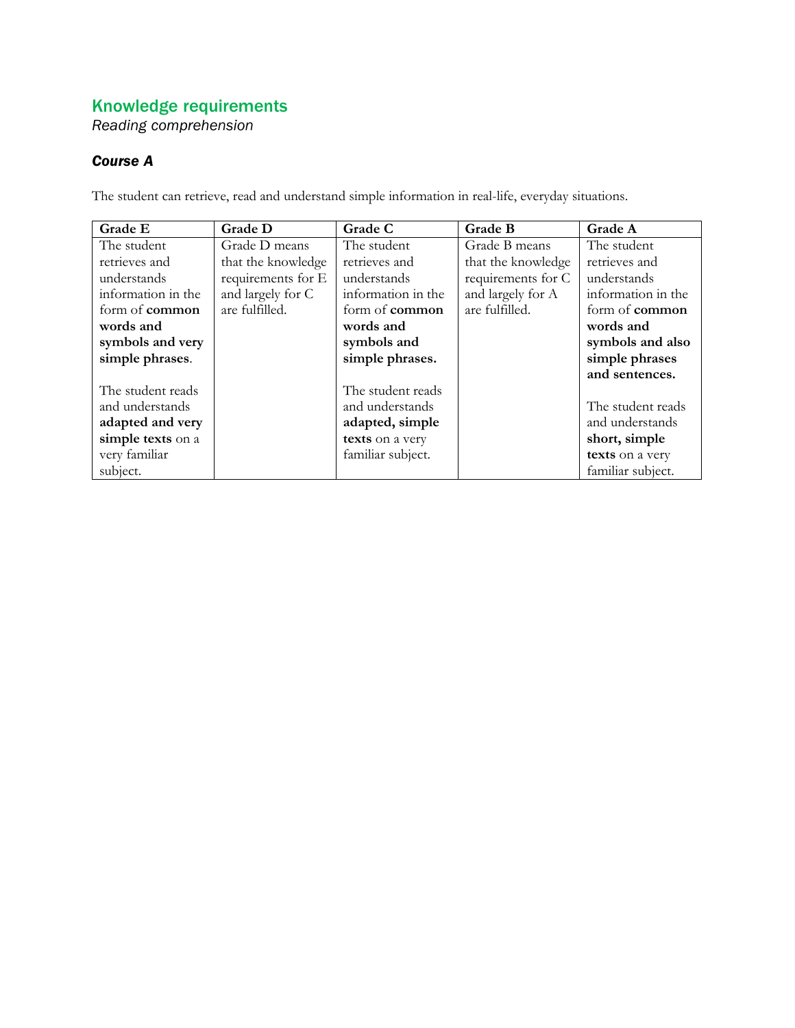## Knowledge requirements

*Reading comprehension*

### *Course A*

The student can retrieve, read and understand simple information in real-life, everyday situations.

| Grade E | Grade D | Grade C | Grade B | Grade A |
|---|---|---|---|---|
| The student retrieves and understands information in the form of **common words and symbols and very simple phrases**.<br><br>The student reads and understands **adapted and very simple texts** on a very familiar subject. | Grade D means that the knowledge requirements for E and largely for C are fulfilled. | The student retrieves and understands information in the form of **common words and symbols and simple phrases.**<br><br>The student reads and understands **adapted, simple texts** on a very familiar subject. | Grade B means that the knowledge requirements for C and largely for A are fulfilled. | The student retrieves and understands information in the form of **common words and symbols and also simple phrases and sentences.**<br><br>The student reads and understands **short, simple texts** on a very familiar subject. |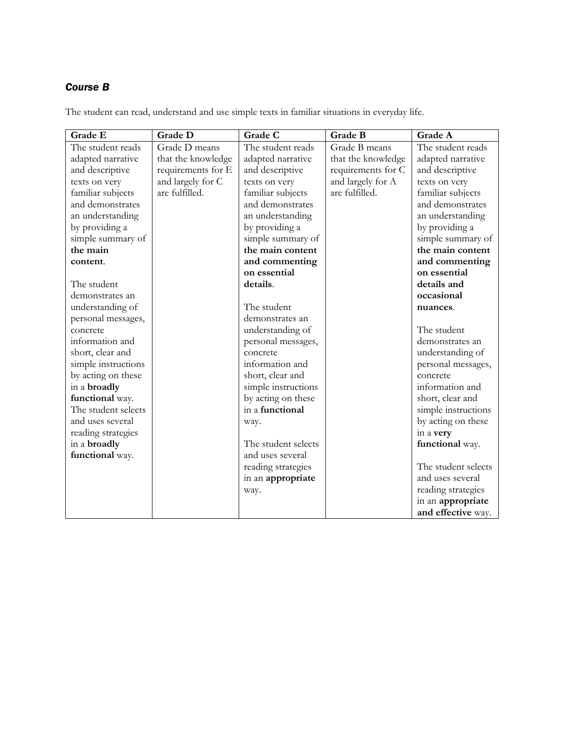### *Course B*

The student can read, understand and use simple texts in familiar situations in everyday life.

| Grade E | Grade D | Grade C | Grade B | Grade A |
|---|---|---|---|---|
| The student reads adapted narrative and descriptive texts on very familiar subjects and demonstrates an understanding by providing a simple summary of **the main content**.<br><br>The student demonstrates an understanding of personal messages, concrete information and short, clear and simple instructions by acting on these in a **broadly functional** way. The student selects and uses several reading strategies in a **broadly functional** way. | Grade D means that the knowledge requirements for E and largely for C are fulfilled. | The student reads adapted narrative and descriptive texts on very familiar subjects and demonstrates an understanding by providing a simple summary of **the main content and commenting on essential details**.<br><br>The student demonstrates an understanding of personal messages, concrete information and short, clear and simple instructions by acting on these in a **functional** way.<br><br>The student selects and uses several reading strategies in an **appropriate** way. | Grade B means that the knowledge requirements for C and largely for A are fulfilled. | The student reads adapted narrative and descriptive texts on very familiar subjects and demonstrates an understanding by providing a simple summary of **the main content and commenting on essential details and occasional nuances**.<br><br>The student demonstrates an understanding of personal messages, concrete information and short, clear and simple instructions by acting on these in a **very functional** way.<br><br>The student selects and uses several reading strategies in an **appropriate and effective** way. |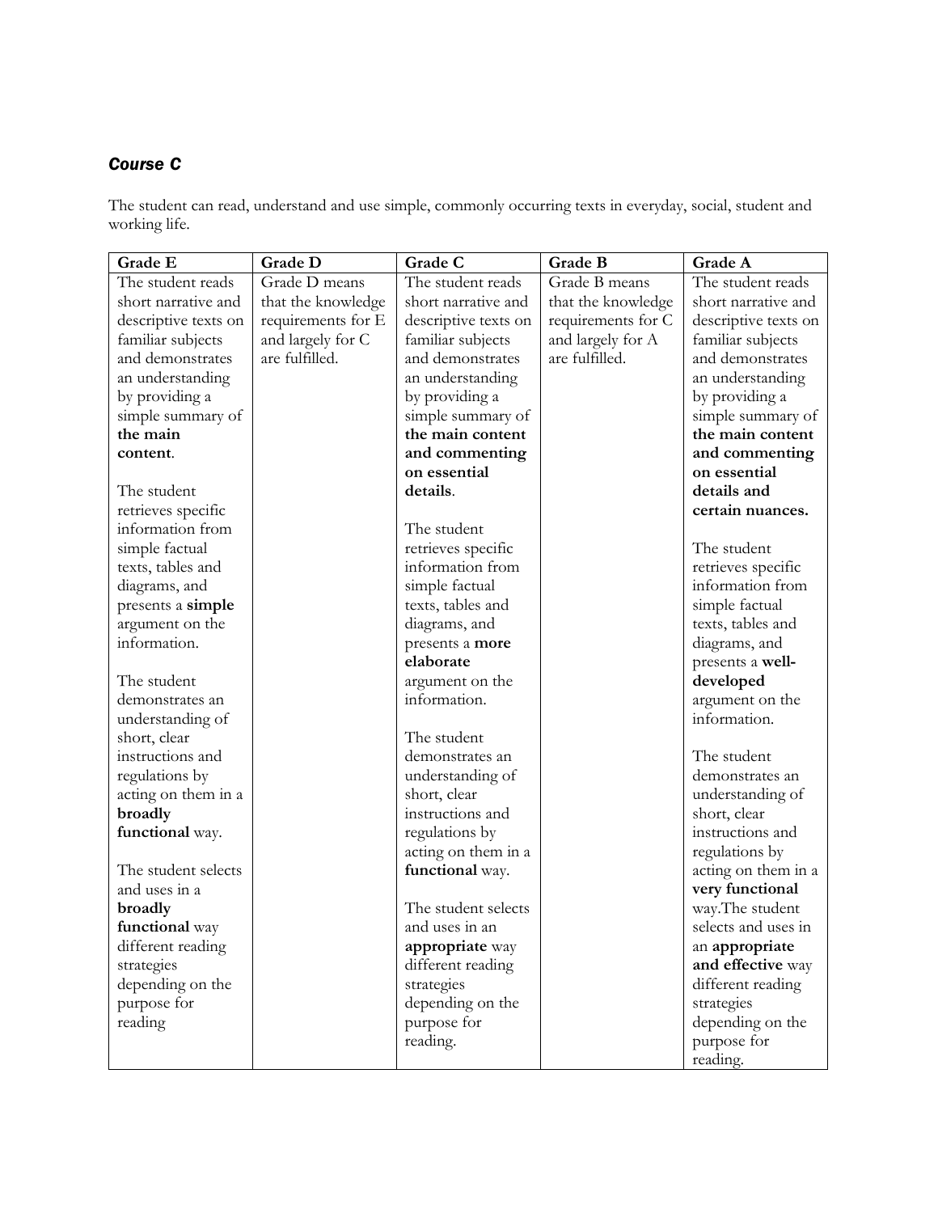### *Course C*

The student can read, understand and use simple, commonly occurring texts in everyday, social, student and working life.

| Grade E | Grade D | Grade C | Grade B | Grade A |
|---|---|---|---|---|
| The student reads short narrative and descriptive texts on familiar subjects and demonstrates an understanding by providing a simple summary of **the main content**.<br><br>The student retrieves specific information from simple factual texts, tables and diagrams, and presents a **simple** argument on the information.<br><br>The student demonstrates an understanding of short, clear instructions and regulations by acting on them in a **broadly functional** way.<br><br>The student selects and uses in a **broadly functional** way different reading strategies depending on the purpose for reading | Grade D means that the knowledge requirements for E and largely for C are fulfilled. | The student reads short narrative and descriptive texts on familiar subjects and demonstrates an understanding by providing a simple summary of **the main content and commenting on essential details**.<br><br>The student retrieves specific information from simple factual texts, tables and diagrams, and presents a **more elaborate** argument on the information.<br><br>The student demonstrates an understanding of short, clear instructions and regulations by acting on them in a **functional** way.<br><br>The student selects and uses in an **appropriate** way different reading strategies depending on the purpose for reading. | Grade B means that the knowledge requirements for C and largely for A are fulfilled. | The student reads short narrative and descriptive texts on familiar subjects and demonstrates an understanding by providing a simple summary of **the main content and commenting on essential details and certain nuances.**<br><br>The student retrieves specific information from simple factual texts, tables and diagrams, and presents a **well-developed** argument on the information.<br><br>The student demonstrates an understanding of short, clear instructions and regulations by acting on them in a **very functional** way.The student selects and uses in an **appropriate and effective** way different reading strategies depending on the purpose for reading. |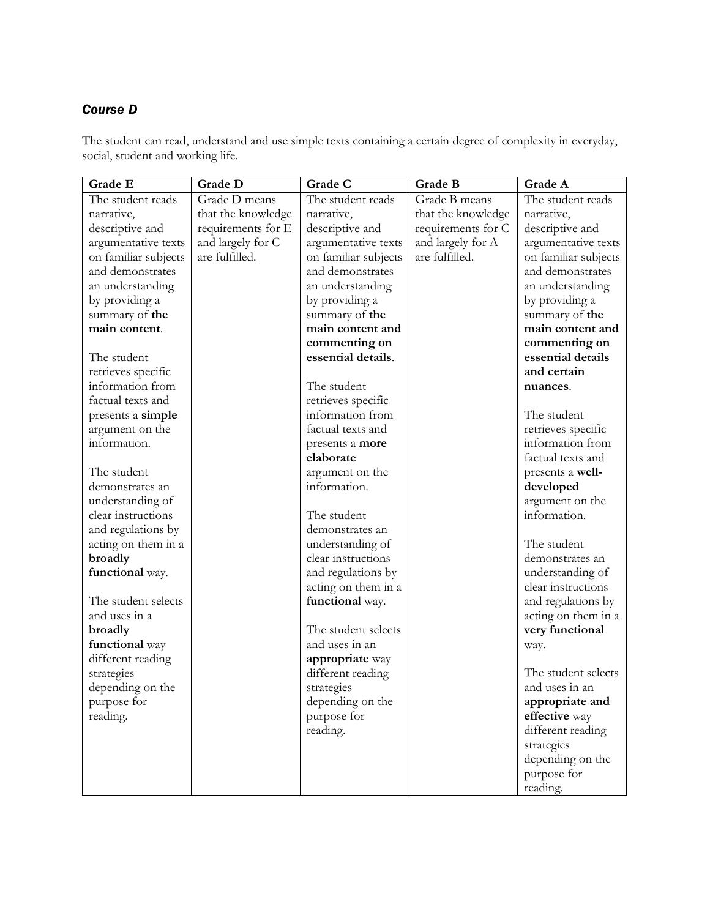### *Course D*

The student can read, understand and use simple texts containing a certain degree of complexity in everyday, social, student and working life.

| Grade E | Grade D | Grade C | Grade B | Grade A |
|---|---|---|---|---|
| The student reads narrative, descriptive and argumentative texts on familiar subjects and demonstrates an understanding by providing a summary of **the main content**.<br><br>The student retrieves specific information from factual texts and presents a **simple** argument on the information.<br><br>The student demonstrates an understanding of clear instructions and regulations by acting on them in a **broadly functional** way.<br><br>The student selects and uses in a **broadly functional** way different reading strategies depending on the purpose for reading. | Grade D means that the knowledge requirements for E and largely for C are fulfilled. | The student reads narrative, descriptive and argumentative texts on familiar subjects and demonstrates an understanding by providing a summary of **the main content and commenting on essential details**.<br><br>The student retrieves specific information from factual texts and presents a **more elaborate** argument on the information.<br><br>The student demonstrates an understanding of clear instructions and regulations by acting on them in a **functional** way.<br><br>The student selects and uses in an **appropriate** way different reading strategies depending on the purpose for reading. | Grade B means that the knowledge requirements for C and largely for A are fulfilled. | The student reads narrative, descriptive and argumentative texts on familiar subjects and demonstrates an understanding by providing a summary of **the main content and commenting on essential details and certain nuances**.<br><br>The student retrieves specific information from factual texts and presents a **well-developed** argument on the information.<br><br>The student demonstrates an understanding of clear instructions and regulations by acting on them in a **very functional** way.<br><br>The student selects and uses in an **appropriate and effective** way different reading strategies depending on the purpose for reading. |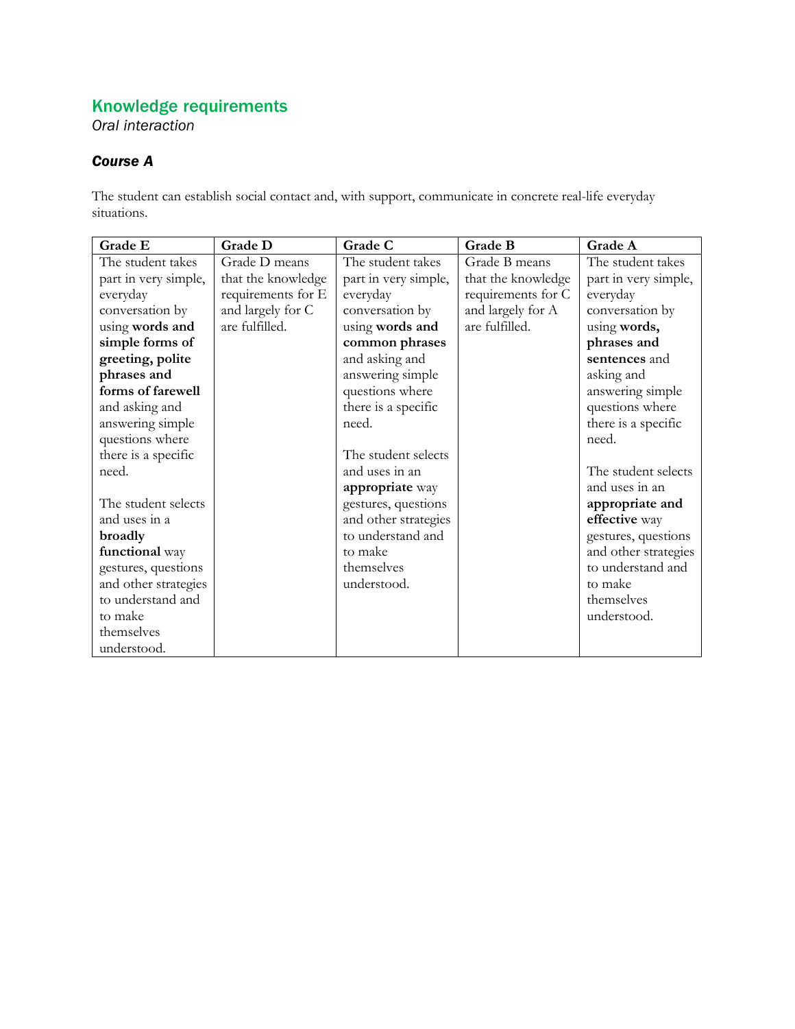## Knowledge requirements

*Oral interaction*

### *Course A*

The student can establish social contact and, with support, communicate in concrete real-life everyday situations.

| Grade E | Grade D | Grade C | Grade B | Grade A |
|---|---|---|---|---|
| The student takes part in very simple, everyday conversation by using **words and simple forms of greeting, polite phrases and forms of farewell** and asking and answering simple questions where there is a specific need.<br><br>The student selects and uses in a **broadly functional** way gestures, questions and other strategies to understand and to make themselves understood. | Grade D means that the knowledge requirements for E and largely for C are fulfilled. | The student takes part in very simple, everyday conversation by using **words and common phrases** and asking and answering simple questions where there is a specific need.<br><br>The student selects and uses in an **appropriate** way gestures, questions and other strategies to understand and to make themselves understood. | Grade B means that the knowledge requirements for C and largely for A are fulfilled. | The student takes part in very simple, everyday conversation by using **words, phrases and sentences** and asking and answering simple questions where there is a specific need.<br><br>The student selects and uses in an **appropriate and effective** way gestures, questions and other strategies to understand and to make themselves understood. |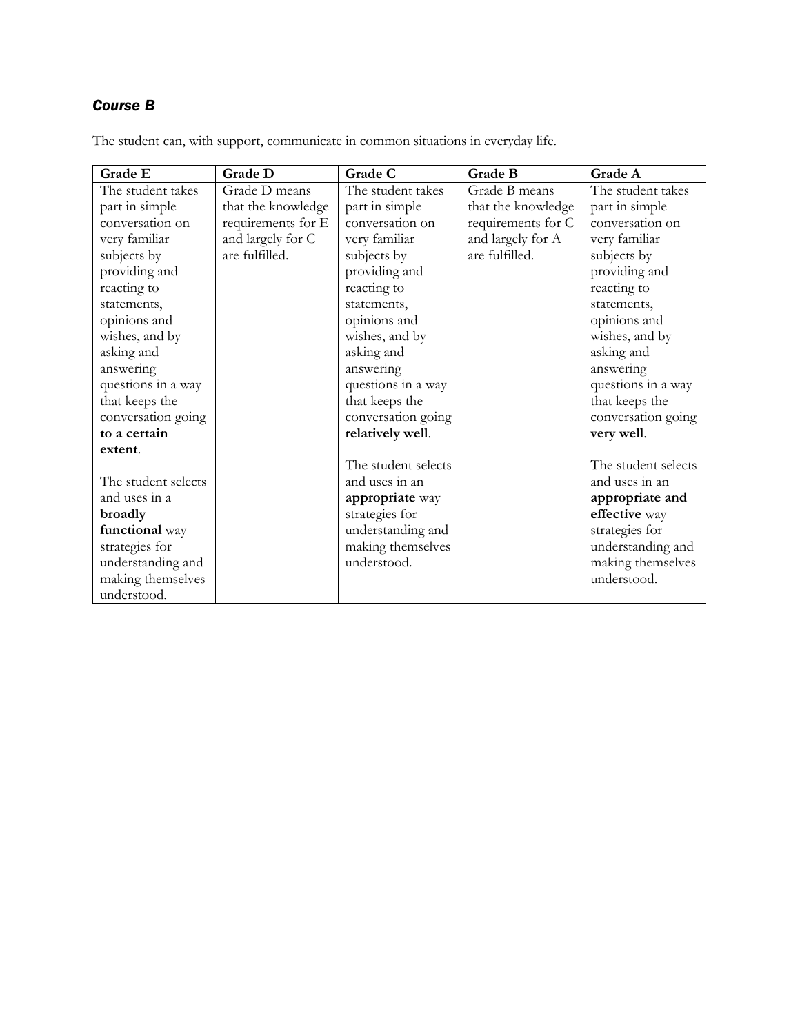### *Course B*

The student can, with support, communicate in common situations in everyday life.

| Grade E | Grade D | Grade C | Grade B | Grade A |
|---|---|---|---|---|
| The student takes part in simple conversation on very familiar subjects by providing and reacting to statements, opinions and wishes, and by asking and answering questions in a way that keeps the conversation going **to a certain extent**.<br><br>The student selects and uses in a **broadly functional** way strategies for understanding and making themselves understood. | Grade D means that the knowledge requirements for E and largely for C are fulfilled. | The student takes part in simple conversation on very familiar subjects by providing and reacting to statements, opinions and wishes, and by asking and answering questions in a way that keeps the conversation going **relatively well**.<br><br>The student selects and uses in an **appropriate** way strategies for understanding and making themselves understood. | Grade B means that the knowledge requirements for C and largely for A are fulfilled. | The student takes part in simple conversation on very familiar subjects by providing and reacting to statements, opinions and wishes, and by asking and answering questions in a way that keeps the conversation going **very well**.<br><br>The student selects and uses in an **appropriate and effective** way strategies for understanding and making themselves understood. |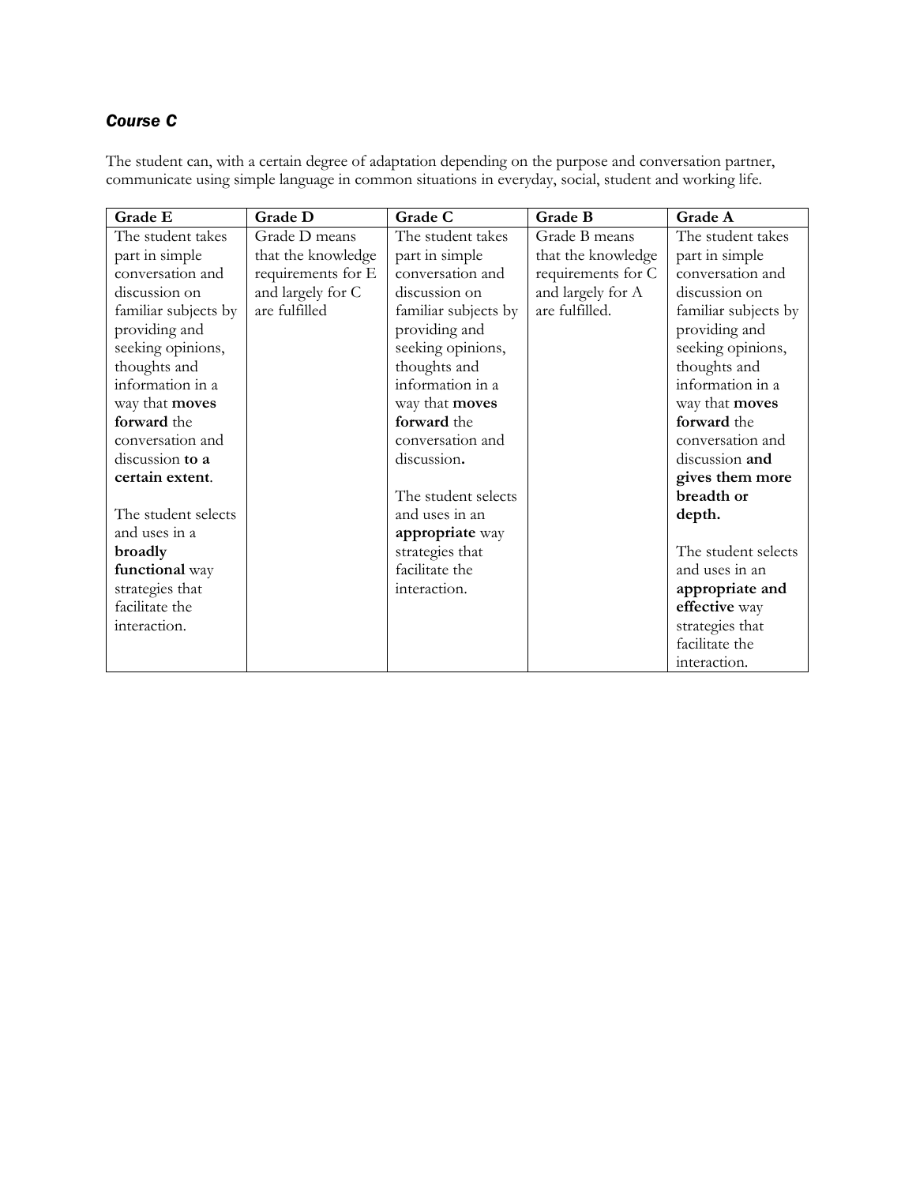## *Course C*

The student can, with a certain degree of adaptation depending on the purpose and conversation partner, communicate using simple language in common situations in everyday, social, student and working life.

| Grade E | Grade D | Grade C | Grade B | Grade A |
|---|---|---|---|---|
| The student takes part in simple conversation and discussion on familiar subjects by providing and seeking opinions, thoughts and information in a way that **moves forward** the conversation and discussion **to a certain extent**.<br><br>The student selects and uses in a **broadly functional** way strategies that facilitate the interaction. | Grade D means that the knowledge requirements for E and largely for C are fulfilled | The student takes part in simple conversation and discussion on familiar subjects by providing and seeking opinions, thoughts and information in a way that **moves forward** the conversation and discussion**.**<br><br>The student selects and uses in an **appropriate** way strategies that facilitate the interaction. | Grade B means that the knowledge requirements for C and largely for A are fulfilled. | The student takes part in simple conversation and discussion on familiar subjects by providing and seeking opinions, thoughts and information in a way that **moves forward** the conversation and discussion **and gives them more breadth or depth.**<br><br>The student selects and uses in an **appropriate and effective** way strategies that facilitate the interaction. |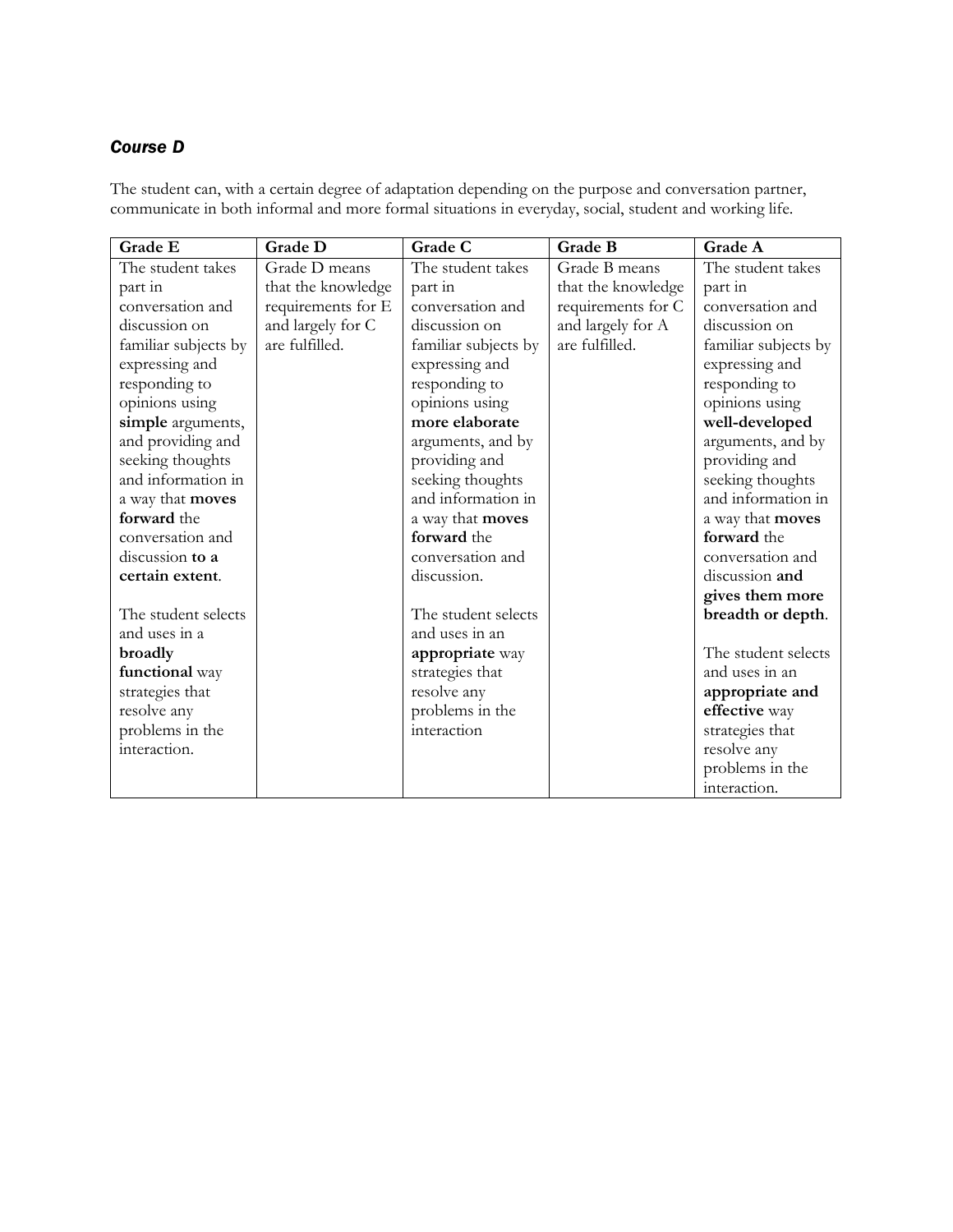### *Course D*

The student can, with a certain degree of adaptation depending on the purpose and conversation partner, communicate in both informal and more formal situations in everyday, social, student and working life.

| Grade E | Grade D | Grade C | Grade B | Grade A |
|---|---|---|---|---|
| The student takes part in conversation and discussion on familiar subjects by expressing and responding to opinions using **simple** arguments, and providing and seeking thoughts and information in a way that **moves forward** the conversation and discussion **to a certain extent**.<br><br>The student selects and uses in a **broadly functional** way strategies that resolve any problems in the interaction. | Grade D means that the knowledge requirements for E and largely for C are fulfilled. | The student takes part in conversation and discussion on familiar subjects by expressing and responding to opinions using **more elaborate** arguments, and by providing and seeking thoughts and information in a way that **moves forward** the conversation and discussion.<br><br>The student selects and uses in an **appropriate** way strategies that resolve any problems in the interaction | Grade B means that the knowledge requirements for C and largely for A are fulfilled. | The student takes part in conversation and discussion on familiar subjects by expressing and responding to opinions using **well-developed** arguments, and by providing and seeking thoughts and information in a way that **moves forward** the conversation and discussion **and gives them more breadth or depth**.<br><br>The student selects and uses in an **appropriate and effective** way strategies that resolve any problems in the interaction. |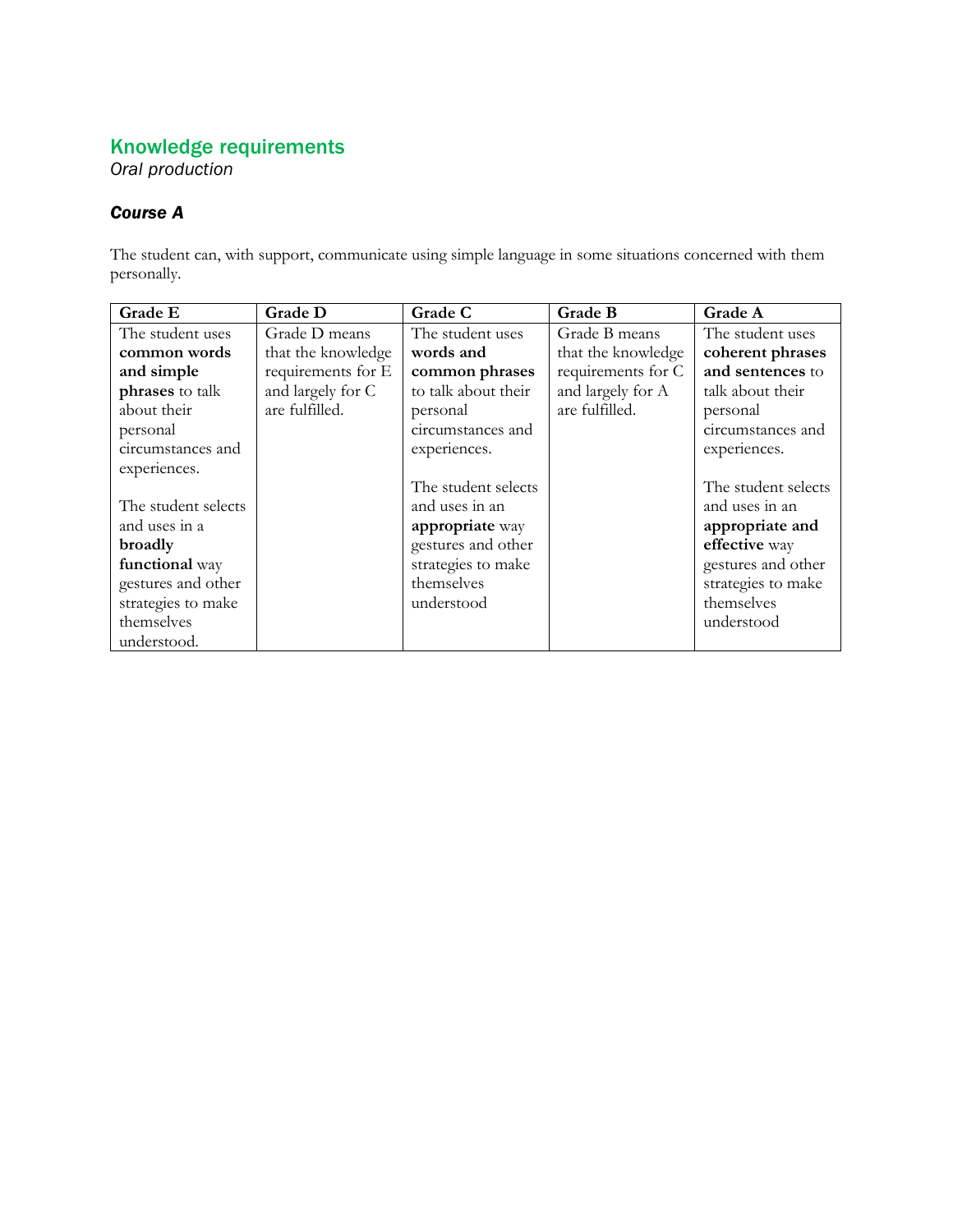## Knowledge requirements

*Oral production*

### *Course A*

The student can, with support, communicate using simple language in some situations concerned with them personally.

| Grade E | Grade D | Grade C | Grade B | Grade A |
|---|---|---|---|---|
| The student uses **common words and simple phrases** to talk about their personal circumstances and experiences.<br><br>The student selects and uses in a **broadly functional** way gestures and other strategies to make themselves understood. | Grade D means that the knowledge requirements for E and largely for C are fulfilled. | The student uses **words and common phrases** to talk about their personal circumstances and experiences.<br><br>The student selects and uses in an **appropriate** way gestures and other strategies to make themselves understood | Grade B means that the knowledge requirements for C and largely for A are fulfilled. | The student uses **coherent phrases and sentences** to talk about their personal circumstances and experiences.<br><br>The student selects and uses in an **appropriate and effective** way gestures and other strategies to make themselves understood |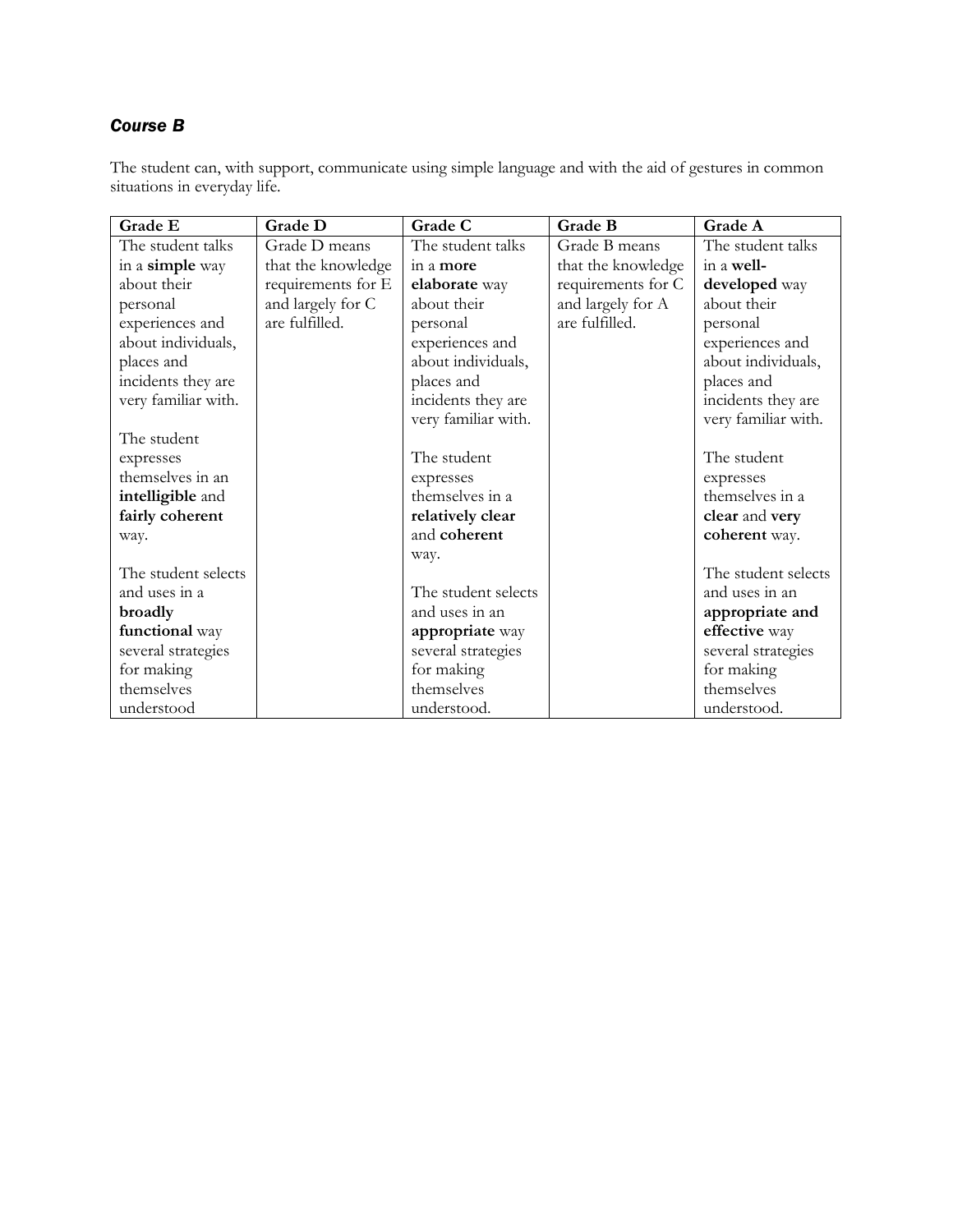### *Course B*

The student can, with support, communicate using simple language and with the aid of gestures in common situations in everyday life.

| Grade E | Grade D | Grade C | Grade B | Grade A |
|---|---|---|---|---|
| The student talks in a **simple** way about their personal experiences and about individuals, places and incidents they are very familiar with.<br><br>The student expresses themselves in an **intelligible** and **fairly coherent** way.<br><br>The student selects and uses in a **broadly functional** way several strategies for making themselves understood | Grade D means that the knowledge requirements for E and largely for C are fulfilled. | The student talks in a **more elaborate** way about their personal experiences and about individuals, places and incidents they are very familiar with.<br><br>The student expresses themselves in a **relatively clear** and **coherent** way.<br><br>The student selects and uses in an **appropriate** way several strategies for making themselves understood. | Grade B means that the knowledge requirements for C and largely for A are fulfilled. | The student talks in a **well-developed** way about their personal experiences and about individuals, places and incidents they are very familiar with.<br><br>The student expresses themselves in a **clear** and **very coherent** way.<br><br>The student selects and uses in an **appropriate and effective** way several strategies for making themselves understood. |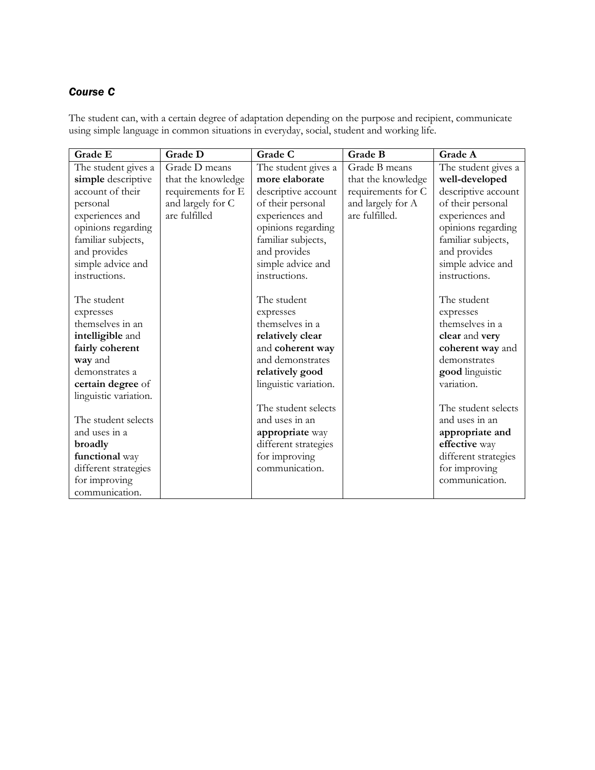### *Course C*

The student can, with a certain degree of adaptation depending on the purpose and recipient, communicate using simple language in common situations in everyday, social, student and working life.

| Grade E | Grade D | Grade C | Grade B | Grade A |
|---|---|---|---|---|
| The student gives a **simple** descriptive account of their personal experiences and opinions regarding familiar subjects, and provides simple advice and instructions.<br><br>The student expresses themselves in an **intelligible** and **fairly coherent way** and demonstrates a **certain degree** of linguistic variation.<br><br>The student selects and uses in a **broadly functional** way different strategies for improving communication. | Grade D means that the knowledge requirements for E and largely for C are fulfilled | The student gives a **more elaborate** descriptive account of their personal experiences and opinions regarding familiar subjects, and provides simple advice and instructions.<br><br>The student expresses themselves in a **relatively clear** and **coherent way** and demonstrates **relatively good** linguistic variation.<br><br>The student selects and uses in an **appropriate** way different strategies for improving communication. | Grade B means that the knowledge requirements for C and largely for A are fulfilled. | The student gives a **well-developed** descriptive account of their personal experiences and opinions regarding familiar subjects, and provides simple advice and instructions.<br><br>The student expresses themselves in a **clear** and **very coherent way** and demonstrates **good** linguistic variation.<br><br>The student selects and uses in an **appropriate and effective** way different strategies for improving communication. |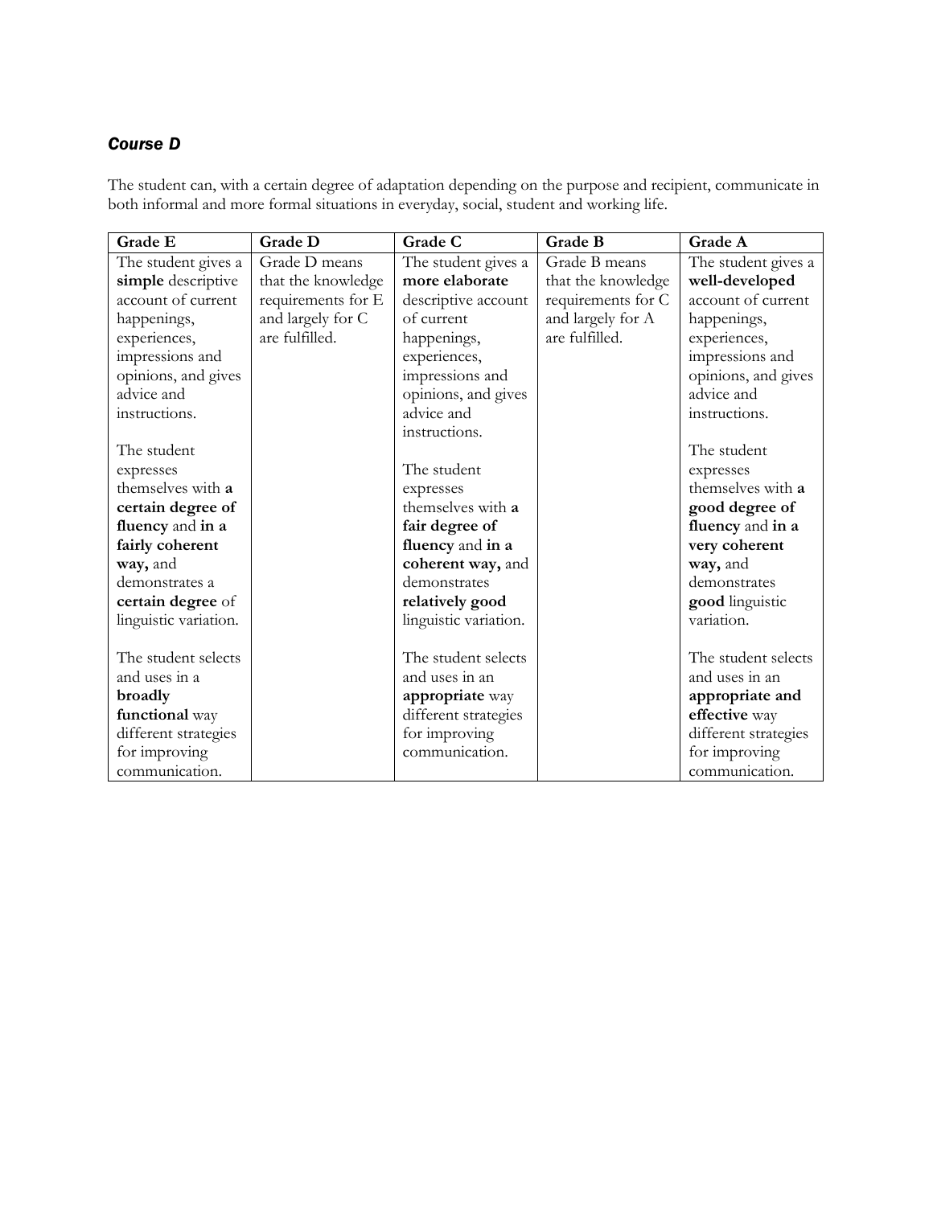### *Course D*

The student can, with a certain degree of adaptation depending on the purpose and recipient, communicate in both informal and more formal situations in everyday, social, student and working life.

| Grade E | Grade D | Grade C | Grade B | Grade A |
|---|---|---|---|---|
| The student gives a **simple** descriptive account of current happenings, experiences, impressions and opinions, and gives advice and instructions.<br><br>The student expresses themselves with **a certain degree of fluency** and **in a fairly coherent way,** and demonstrates a **certain degree** of linguistic variation.<br><br>The student selects and uses in a **broadly functional** way different strategies for improving communication. | Grade D means that the knowledge requirements for E and largely for C are fulfilled. | The student gives a **more elaborate** descriptive account of current happenings, experiences, impressions and opinions, and gives advice and instructions.<br><br>The student expresses themselves with **a fair degree of fluency** and **in a coherent way,** and demonstrates **relatively good** linguistic variation.<br><br>The student selects and uses in an **appropriate** way different strategies for improving communication. | Grade B means that the knowledge requirements for C and largely for A are fulfilled. | The student gives a **well-developed** account of current happenings, experiences, impressions and opinions, and gives advice and instructions.<br><br>The student expresses themselves with **a good degree of fluency** and **in a very coherent way,** and demonstrates **good** linguistic variation.<br><br>The student selects and uses in an **appropriate and effective** way different strategies for improving communication. |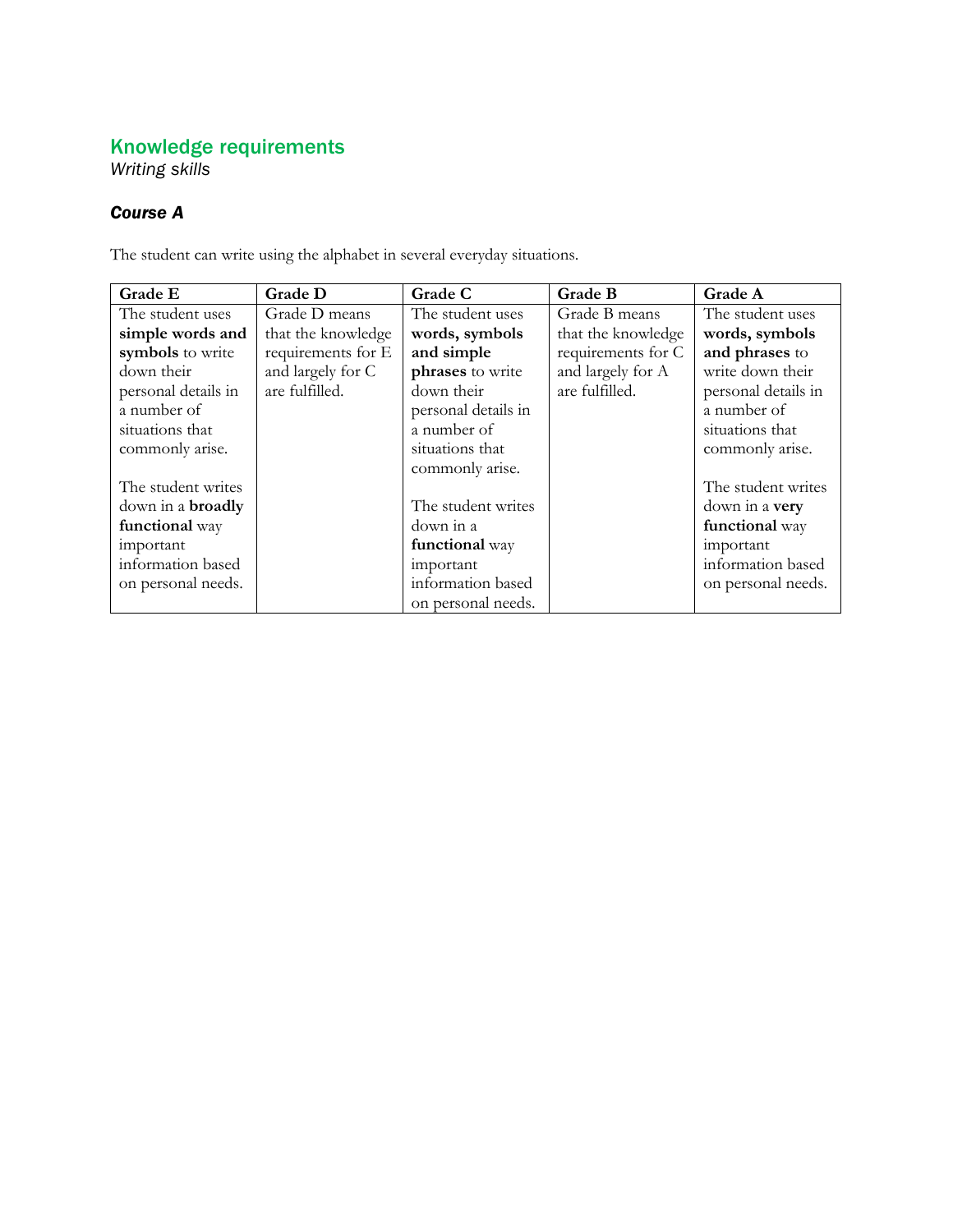## Knowledge requirements

*Writing skills*

### *Course A*

The student can write using the alphabet in several everyday situations.

| Grade E | Grade D | Grade C | Grade B | Grade A |
|---|---|---|---|---|
| The student uses **simple words and symbols** to write down their personal details in a number of situations that commonly arise.<br><br>The student writes down in a **broadly functional** way important information based on personal needs. | Grade D means that the knowledge requirements for E and largely for C are fulfilled. | The student uses **words, symbols and simple phrases** to write down their personal details in a number of situations that commonly arise.<br><br>The student writes down in a **functional** way important information based on personal needs. | Grade B means that the knowledge requirements for C and largely for A are fulfilled. | The student uses **words, symbols and phrases** to write down their personal details in a number of situations that commonly arise.<br><br>The student writes down in a **very functional** way important information based on personal needs. |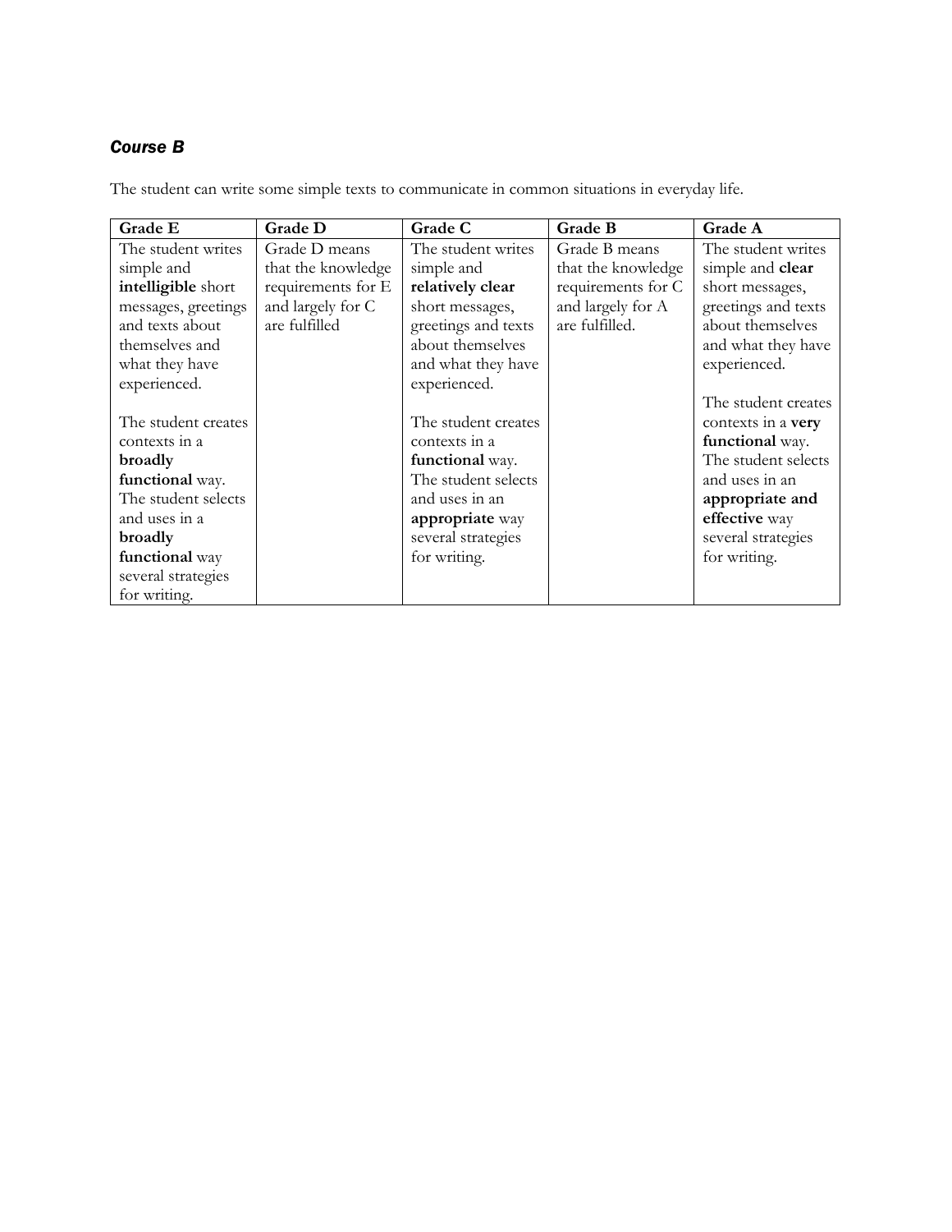### *Course B*

The student can write some simple texts to communicate in common situations in everyday life.

| Grade E | Grade D | Grade C | Grade B | Grade A |
|---|---|---|---|---|
| The student writes simple and **intelligible** short messages, greetings and texts about themselves and what they have experienced.<br><br>The student creates contexts in a **broadly functional** way. The student selects and uses in a **broadly functional** way several strategies for writing. | Grade D means that the knowledge requirements for E and largely for C are fulfilled | The student writes simple and **relatively clear** short messages, greetings and texts about themselves and what they have experienced.<br><br>The student creates contexts in a **functional** way. The student selects and uses in an **appropriate** way several strategies for writing. | Grade B means that the knowledge requirements for C and largely for A are fulfilled. | The student writes simple and **clear** short messages, greetings and texts about themselves and what they have experienced.<br><br>The student creates contexts in a **very functional** way. The student selects and uses in an **appropriate and effective** way several strategies for writing. |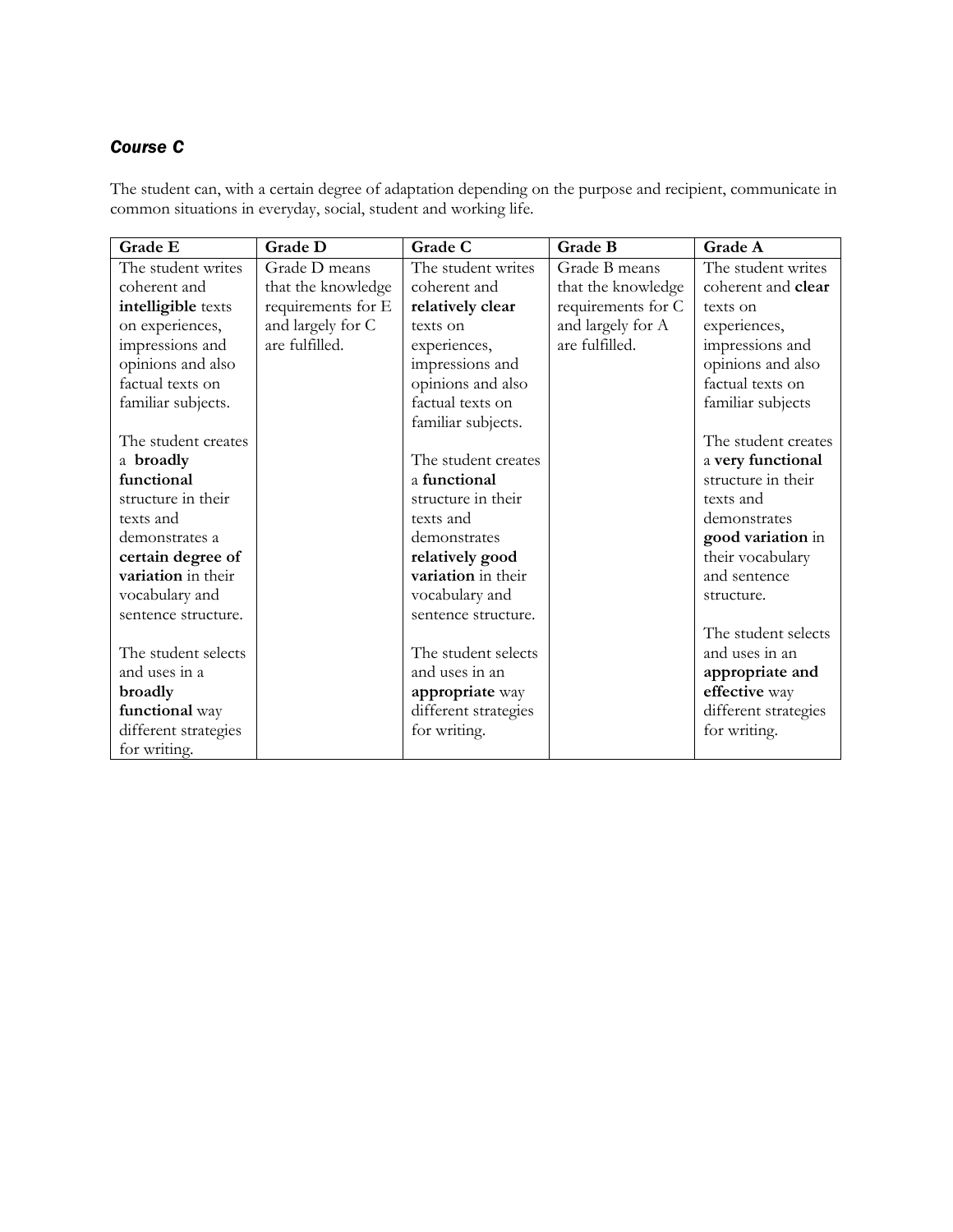### *Course C*

The student can, with a certain degree of adaptation depending on the purpose and recipient, communicate in common situations in everyday, social, student and working life.

| Grade E | Grade D | Grade C | Grade B | Grade A |
|---|---|---|---|---|
| The student writes coherent and **intelligible** texts on experiences, impressions and opinions and also factual texts on familiar subjects.<br><br>The student creates a **broadly functional** structure in their texts and demonstrates a **certain degree of variation** in their vocabulary and sentence structure.<br><br>The student selects and uses in a **broadly functional** way different strategies for writing. | Grade D means that the knowledge requirements for E and largely for C are fulfilled. | The student writes coherent and **relatively clear** texts on experiences, impressions and opinions and also factual texts on familiar subjects.<br><br>The student creates a **functional** structure in their texts and demonstrates **relatively good variation** in their vocabulary and sentence structure.<br><br>The student selects and uses in an **appropriate** way different strategies for writing. | Grade B means that the knowledge requirements for C and largely for A are fulfilled. | The student writes coherent and **clear** texts on experiences, impressions and opinions and also factual texts on familiar subjects<br><br>The student creates a **very functional** structure in their texts and demonstrates **good variation** in their vocabulary and sentence structure.<br><br>The student selects and uses in an **appropriate and effective** way different strategies for writing. |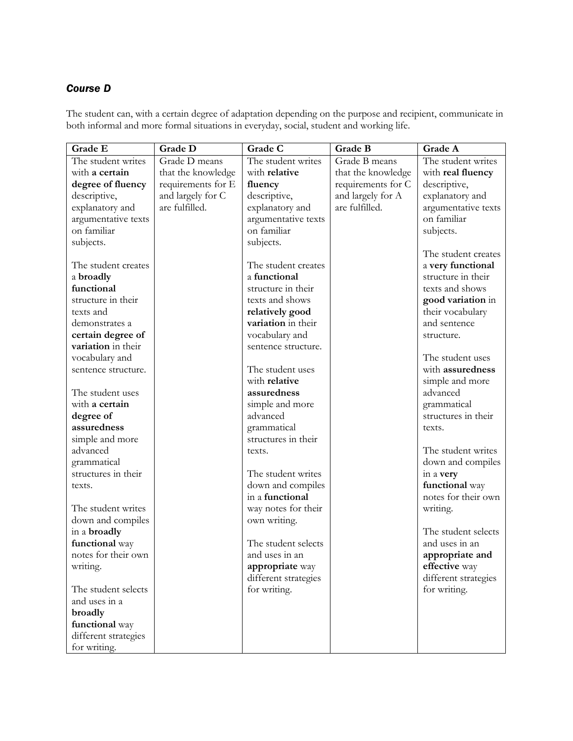### *Course D*

The student can, with a certain degree of adaptation depending on the purpose and recipient, communicate in both informal and more formal situations in everyday, social, student and working life.

| Grade E | Grade D | Grade C | Grade B | Grade A |
|---|---|---|---|---|
| The student writes with **a certain degree of fluency** descriptive, explanatory and argumentative texts on familiar subjects.<br><br>The student creates a **broadly functional** structure in their texts and demonstrates a **certain degree of variation** in their vocabulary and sentence structure.<br><br>The student uses with **a certain degree of assuredness** simple and more advanced grammatical structures in their texts.<br><br>The student writes down and compiles in a **broadly functional** way notes for their own writing.<br><br>The student selects and uses in a **broadly functional** way different strategies for writing. | Grade D means that the knowledge requirements for E and largely for C are fulfilled. | The student writes with **relative fluency** descriptive, explanatory and argumentative texts on familiar subjects.<br><br>The student creates a **functional** structure in their texts and shows **relatively good variation** in their vocabulary and sentence structure.<br><br>The student uses with **relative assuredness** simple and more advanced grammatical structures in their texts.<br><br>The student writes down and compiles in a **functional** way notes for their own writing.<br><br>The student selects and uses in an **appropriate** way different strategies for writing. | Grade B means that the knowledge requirements for C and largely for A are fulfilled. | The student writes with **real fluency** descriptive, explanatory and argumentative texts on familiar subjects.<br><br>The student creates a **very functional** structure in their texts and shows **good variation** in their vocabulary and sentence structure.<br><br>The student uses with **assuredness** simple and more advanced grammatical structures in their texts.<br><br>The student writes down and compiles in a **very functional** way notes for their own writing.<br><br>The student selects and uses in an **appropriate and effective** way different strategies for writing. |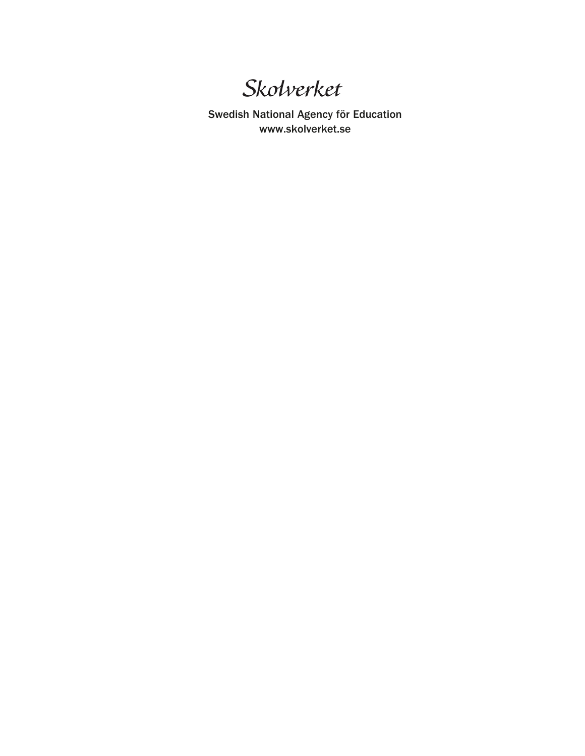*Skolverket*

Swedish National Agency för Education
www.skolverket.se